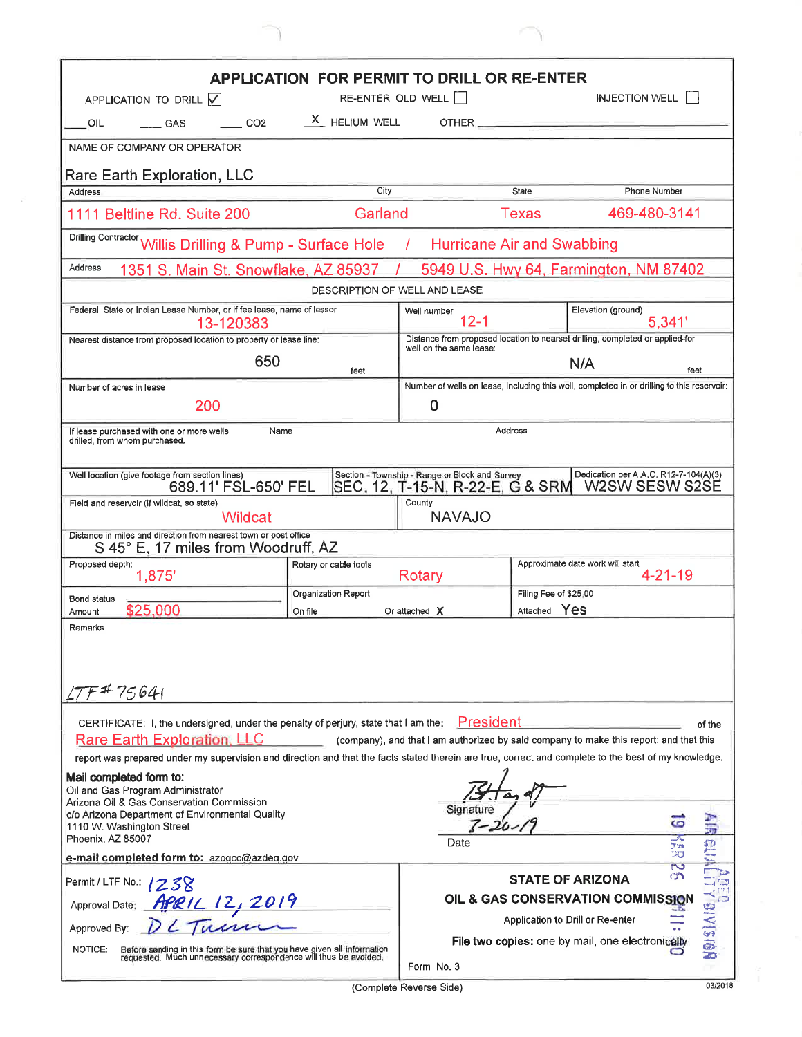# APPLICATION FOR PERMIT TO DRILL OR RE-ENTER

APPLICATION TO DRILL ☑ RE-ENTER OLD WELL ☐ INJECTION WELL ☐

___ OIL ___ GAS ___ CO2 _X_ HELIUM WELL OTHER ________

| | | | |
|---|---|---|---|
| NAME OF COMPANY OR OPERATOR: Rare Earth Exploration, LLC | | | |
| Address: 1111 Beltline Rd. Suite 200 | City: Garland | State: Texas | Phone Number: 469-480-3141 |
| Drilling Contractor: Willis Drilling & Pump - Surface Hole / Hurricane Air and Swabbing | | | |
| Address: 1351 S. Main St. Snowflake, AZ 85937 / 5949 U.S. Hwy 64, Farmington, NM 87402 | | | |

**DESCRIPTION OF WELL AND LEASE**

| | | |
|---|---|---|
| Federal, State or Indian Lease Number, or if fee lease, name of lessor: 13-120383 | Well number: 12-1 | Elevation (ground): 5,341' |
| Nearest distance from proposed location to property or lease line: 650 feet | Distance from proposed location to nearest drilling, completed or applied-for well on the same lease: N/A feet | |
| Number of acres in lease: 200 | Number of wells on lease, including this well, completed in or drilling to this reservoir: 0 | |
| If lease purchased with one or more wells drilled, from whom purchased. Name: | Address: | |
| Well location (give footage from section lines): 689.11' FSL-650' FEL | Section - Township - Range or Block and Survey: SEC. 12, T-15-N, R-22-E, G & SRM | Dedication per A.A.C. R12-7-104(A)(3): W2SW SESW S2SE |
| Field and reservoir (if wildcat, so state): Wildcat | County: NAVAJO | |
| Distance in miles and direction from nearest town or post office: S 45° E, 17 miles from Woodruff, AZ | | |
| Proposed depth: 1,875' | Rotary or cable tools: Rotary | Approximate date work will start: 4-21-19 |
| Bond status Amount: $25,000 | Organization Report On file ___ Or attached X | Filing Fee of $25.00 Attached: Yes |

Remarks:

LTF # 75641

CERTIFICATE: I, the undersigned, under the penalty of perjury, state that I am the: President of the Rare Earth Exploration, LLC (company), and that I am authorized by said company to make this report; and that this report was prepared under my supervision and direction and that the facts stated therein are true, correct and complete to the best of my knowledge.

**Mail completed form to:**
Oil and Gas Program Administrator
Arizona Oil & Gas Conservation Commission
c/o Arizona Department of Environmental Quality
1110 W. Washington Street
Phoenix, AZ 85007

**e-mail completed form to:** azogcc@azdeq.gov

Signature: [signature]
Date: 3-26-19

Permit / LTF No.: 1238
Approval Date: APRIL 12, 2019
Approved By: D L Turner

NOTICE: Before sending in this form be sure that you have given all information requested. Much unnecessary correspondence will thus be avoided.

**STATE OF ARIZONA**
**OIL & GAS CONSERVATION COMMISSION**
Application to Drill or Re-enter
**File two copies:** one by mail, one electronically
Form No. 3

ADEQ AIR QUALITY DIVISION 19 MAR 26 AM 11:00

(Complete Reverse Side)

03/2018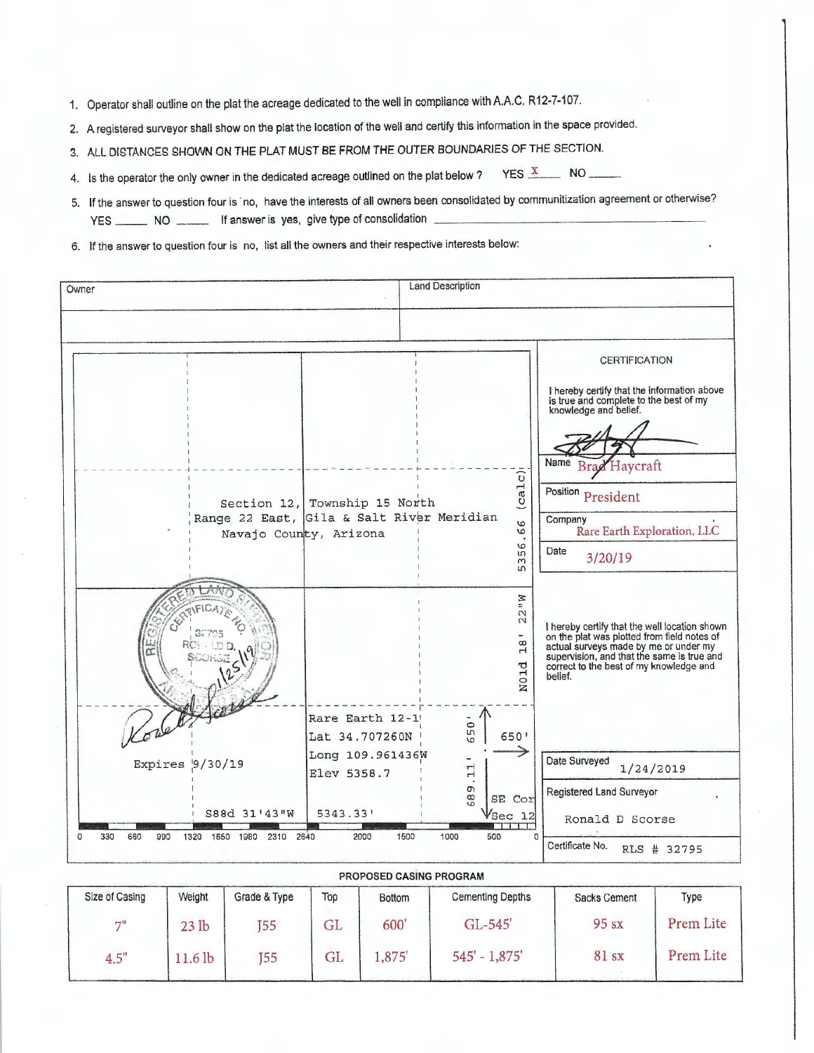1. Operator shall outline on the plat the acreage dedicated to the well in compliance with A.A.C. R12-7-107.
2. A registered surveyor shall show on the plat the location of the well and certify this information in the space provided.
3. ALL DISTANCES SHOWN ON THE PLAT MUST BE FROM THE OUTER BOUNDARIES OF THE SECTION.
4. Is the operator the only owner in the dedicated acreage outlined on the plat below ? YES X NO ____
5. If the answer to question four is no, have the interests of all owners been consolidated by communitization agreement or otherwise? YES ____ NO ____ If answer is yes, give type of consolidation ____
6. If the answer to question four is no, list all the owners and their respective interests below:

| Owner | Land Description |
|---|---|
| | |

Section 12, Township 15 North
Range 22 East, Gila & Salt River Meridian
Navajo County, Arizona

5356.66 (calc)
N01d 18' 22"W

Rare Earth 12-1
Lat 34.707260N
Long 109.961436W
Elev 5358.7

650'
650'
689.11'
SE Cor Sec 12

S88d 31'43"W 5343.33'

0 330 660 990 1320 1650 1980 2310 2640 2000 1500 1000 500 0

REGISTERED LAND SURVEYOR
CERTIFICATE NO. 32795
RONALD D. SCORSE
1/25/19
ARIZONA

Expires 9/30/19

**CERTIFICATION**

I hereby certify that the information above is true and complete to the best of my knowledge and belief.

| | |
|---|---|
| Name | Brad Haycraft |
| Position | President |
| Company | Rare Earth Exploration, LLC |
| Date | 3/20/19 |

I hereby certify that the well location shown on the plat was plotted from field notes of actual surveys made by me or under my supervision, and that the same is true and correct to the best of my knowledge and belief.

| | |
|---|---|
| Date Surveyed | 1/24/2019 |
| Registered Land Surveyor | Ronald D Scorse |
| Certificate No. | RLS # 32795 |

**PROPOSED CASING PROGRAM**

| Size of Casing | Weight | Grade & Type | Top | Bottom | Cementing Depths | Sacks Cement | Type |
|---|---|---|---|---|---|---|---|
| 7" | 23 lb | J55 | GL | 600' | GL-545' | 95 sx | Prem Lite |
| 4.5" | 11.6 lb | J55 | GL | 1,875' | 545' - 1,875' | 81 sx | Prem Lite |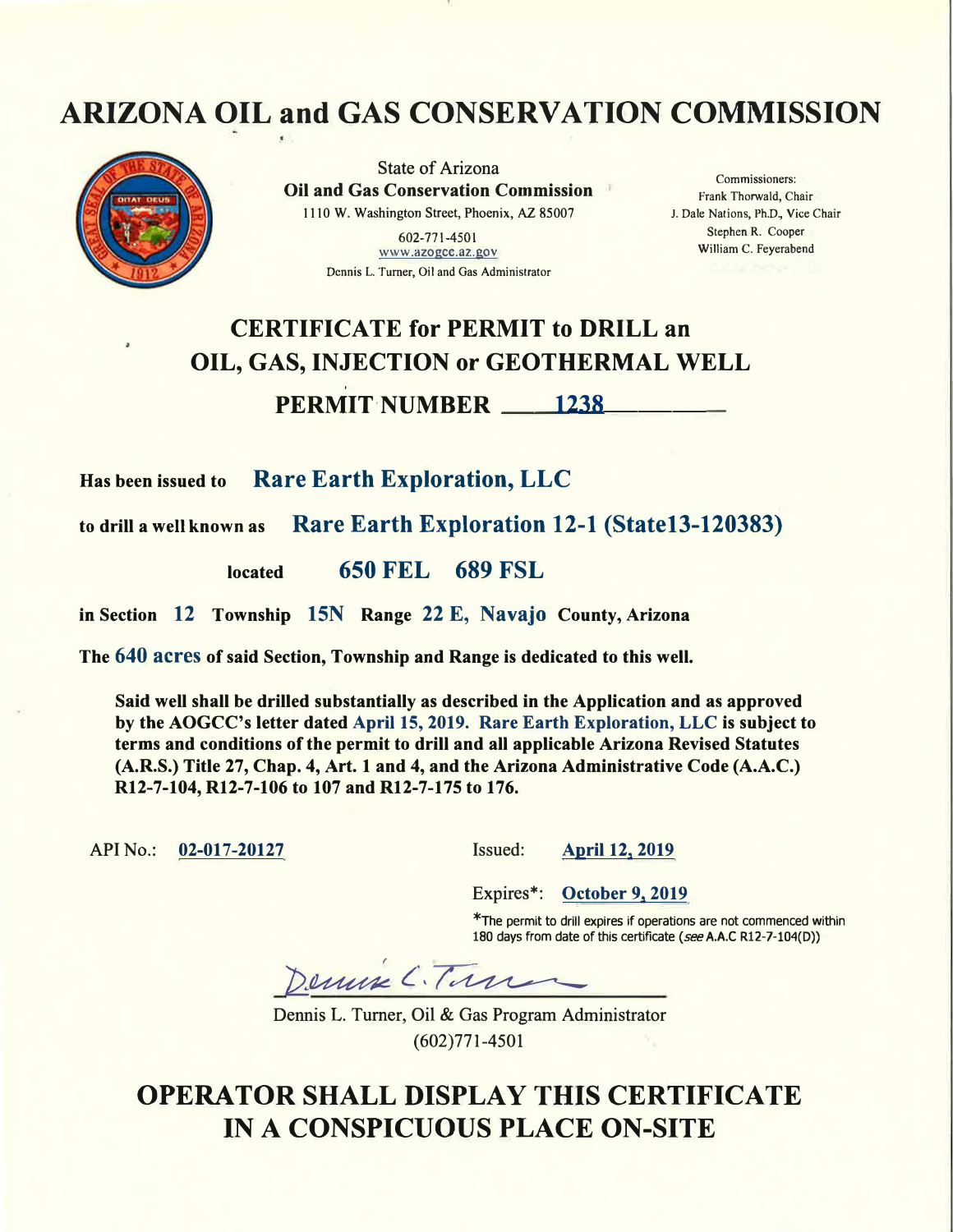# ARIZONA OIL and GAS CONSERVATION COMMISSION

State of Arizona
**Oil and Gas Conservation Commission**
1110 W. Washington Street, Phoenix, AZ 85007
602-771-4501
www.azogcc.az.gov
Dennis L. Turner, Oil and Gas Administrator

Commissioners:
Frank Thorwald, Chair
J. Dale Nations, Ph.D., Vice Chair
Stephen R. Cooper
William C. Feyerabend

## CERTIFICATE for PERMIT to DRILL an OIL, GAS, INJECTION or GEOTHERMAL WELL

### PERMIT NUMBER 1238

**Has been issued to** **Rare Earth Exploration, LLC**

**to drill a well known as** **Rare Earth Exploration 12-1 (State13-120383)**

**located** **650 FEL 689 FSL**

**in Section 12 Township 15N Range 22 E, Navajo County, Arizona**

**The 640 acres of said Section, Township and Range is dedicated to this well.**

**Said well shall be drilled substantially as described in the Application and as approved by the AOGCC's letter dated April 15, 2019. Rare Earth Exploration, LLC is subject to terms and conditions of the permit to drill and all applicable Arizona Revised Statutes (A.R.S.) Title 27, Chap. 4, Art. 1 and 4, and the Arizona Administrative Code (A.A.C.) R12-7-104, R12-7-106 to 107 and R12-7-175 to 176.**

API No.: **02-017-20127**

Issued: **April 12, 2019**

Expires*: **October 9, 2019**

*The permit to drill expires if operations are not commenced within 180 days from date of this certificate (*see* A.A.C R12-7-104(D))

Dennis L. Turner, Oil & Gas Program Administrator
(602)771-4501

## OPERATOR SHALL DISPLAY THIS CERTIFICATE IN A CONSPICUOUS PLACE ON-SITE